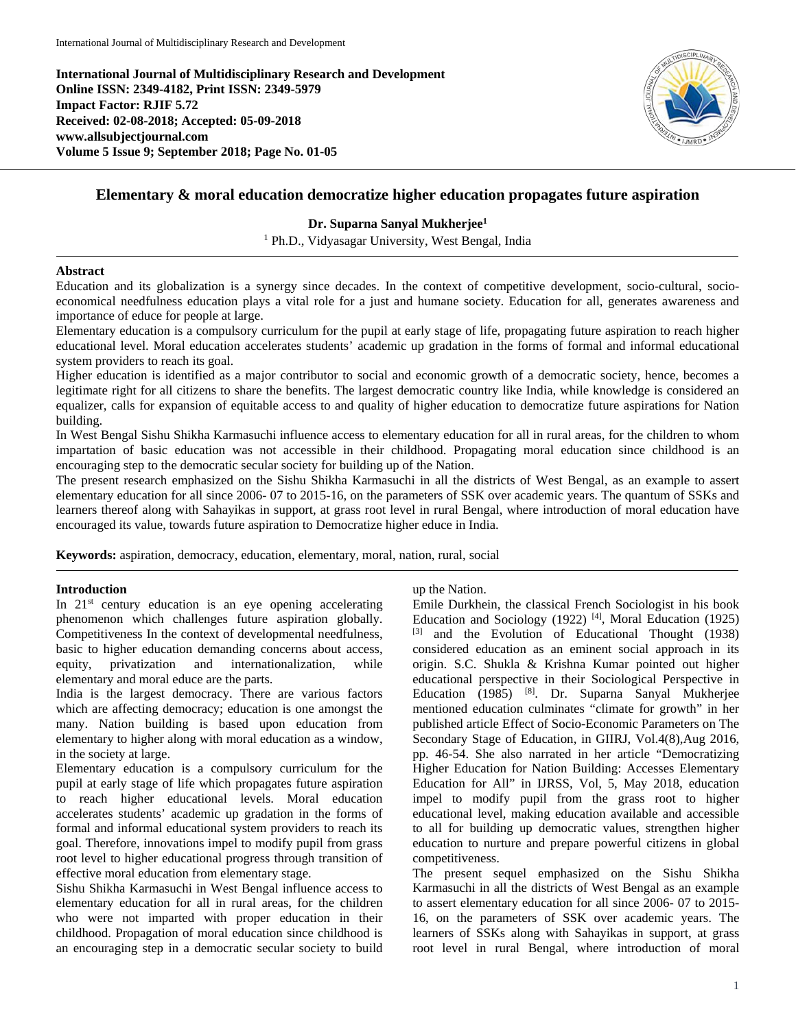**International Journal of Multidisciplinary Research and Development**
**Online ISSN: 2349-4182, Print ISSN: 2349-5979**
**Impact Factor: RJIF 5.72**
**Received: 02-08-2018; Accepted: 05-09-2018**
**www.allsubjectjournal.com**
**Volume 5 Issue 9; September 2018; Page No. 01-05**

# Elementary & moral education democratize higher education propagates future aspiration

**Dr. Suparna Sanyal Mukherjee[1]**

[1] Ph.D., Vidyasagar University, West Bengal, India

## Abstract

Education and its globalization is a synergy since decades. In the context of competitive development, socio-cultural, socio-economical needfulness education plays a vital role for a just and humane society. Education for all, generates awareness and importance of educe for people at large.

Elementary education is a compulsory curriculum for the pupil at early stage of life, propagating future aspiration to reach higher educational level. Moral education accelerates students' academic up gradation in the forms of formal and informal educational system providers to reach its goal.

Higher education is identified as a major contributor to social and economic growth of a democratic society, hence, becomes a legitimate right for all citizens to share the benefits. The largest democratic country like India, while knowledge is considered an equalizer, calls for expansion of equitable access to and quality of higher education to democratize future aspirations for Nation building.

In West Bengal Sishu Shikha Karmasuchi influence access to elementary education for all in rural areas, for the children to whom impartation of basic education was not accessible in their childhood. Propagating moral education since childhood is an encouraging step to the democratic secular society for building up of the Nation.

The present research emphasized on the Sishu Shikha Karmasuchi in all the districts of West Bengal, as an example to assert elementary education for all since 2006- 07 to 2015-16, on the parameters of SSK over academic years. The quantum of SSKs and learners thereof along with Sahayikas in support, at grass root level in rural Bengal, where introduction of moral education have encouraged its value, towards future aspiration to Democratize higher educe in India.

**Keywords:** aspiration, democracy, education, elementary, moral, nation, rural, social

## Introduction

In 21st century education is an eye opening accelerating phenomenon which challenges future aspiration globally. Competitiveness In the context of developmental needfulness, basic to higher education demanding concerns about access, equity, privatization and internationalization, while elementary and moral educe are the parts.

India is the largest democracy. There are various factors which are affecting democracy; education is one amongst the many. Nation building is based upon education from elementary to higher along with moral education as a window, in the society at large.

Elementary education is a compulsory curriculum for the pupil at early stage of life which propagates future aspiration to reach higher educational levels. Moral education accelerates students' academic up gradation in the forms of formal and informal educational system providers to reach its goal. Therefore, innovations impel to modify pupil from grass root level to higher educational progress through transition of effective moral education from elementary stage.

Sishu Shikha Karmasuchi in West Bengal influence access to elementary education for all in rural areas, for the children who were not imparted with proper education in their childhood. Propagation of moral education since childhood is an encouraging step in a democratic secular society to build up the Nation.

Emile Durkhein, the classical French Sociologist in his book Education and Sociology (1922) [4], Moral Education (1925) [3] and the Evolution of Educational Thought (1938) considered education as an eminent social approach in its origin. S.C. Shukla & Krishna Kumar pointed out higher educational perspective in their Sociological Perspective in Education (1985) [8]. Dr. Suparna Sanyal Mukherjee mentioned education culminates "climate for growth" in her published article Effect of Socio-Economic Parameters on The Secondary Stage of Education, in GIIRJ, Vol.4(8),Aug 2016, pp. 46-54. She also narrated in her article "Democratizing Higher Education for Nation Building: Accesses Elementary Education for All" in IJRSS, Vol, 5, May 2018, education impel to modify pupil from the grass root to higher educational level, making education available and accessible to all for building up democratic values, strengthen higher education to nurture and prepare powerful citizens in global competitiveness.

The present sequel emphasized on the Sishu Shikha Karmasuchi in all the districts of West Bengal as an example to assert elementary education for all since 2006- 07 to 2015-16, on the parameters of SSK over academic years. The learners of SSKs along with Sahayikas in support, at grass root level in rural Bengal, where introduction of moral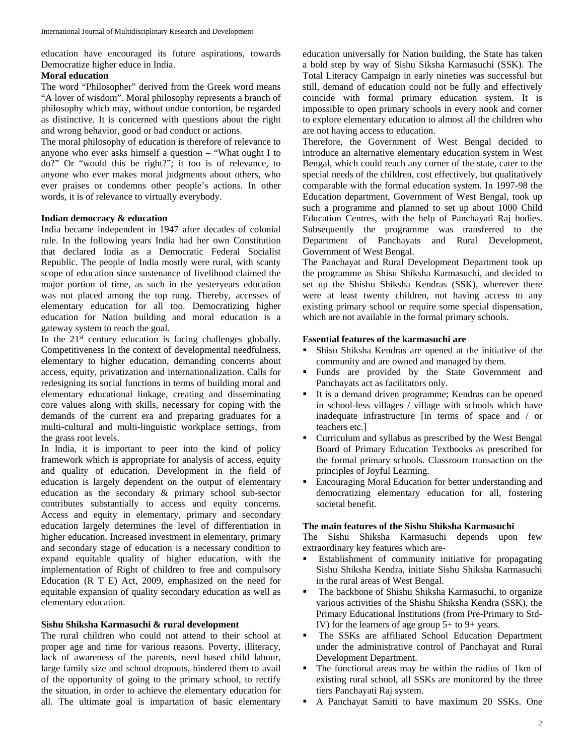education have encouraged its future aspirations, towards Democratize higher educe in India.

**Moral education**

The word "Philosopher" derived from the Greek word means "A lover of wisdom". Moral philosophy represents a branch of philosophy which may, without undue contortion, be regarded as distinctive. It is concerned with questions about the right and wrong behavior, good or bad conduct or actions.

The moral philosophy of education is therefore of relevance to anyone who ever asks himself a question – "What ought I to do?" Or "would this be right?"; it too is of relevance, to anyone who ever makes moral judgments about others, who ever praises or condemns other people's actions. In other words, it is of relevance to virtually everybody.

**Indian democracy & education**

India became independent in 1947 after decades of colonial rule. In the following years India had her own Constitution that declared India as a Democratic Federal Socialist Republic. The people of India mostly were rural, with scanty scope of education since sustenance of livelihood claimed the major portion of time, as such in the yesteryears education was not placed among the top rung. Thereby, accesses of elementary education for all too. Democratizing higher education for Nation building and moral education is a gateway system to reach the goal.

In the 21st century education is facing challenges globally. Competitiveness In the context of developmental needfulness, elementary to higher education, demanding concerns about access, equity, privatization and internationalization. Calls for redesigning its social functions in terms of building moral and elementary educational linkage, creating and disseminating core values along with skills, necessary for coping with the demands of the current era and preparing graduates for a multi-cultural and multi-linguistic workplace settings, from the grass root levels.

In India, it is important to peer into the kind of policy framework which is appropriate for analysis of access, equity and quality of education. Development in the field of education is largely dependent on the output of elementary education as the secondary & primary school sub-sector contributes substantially to access and equity concerns. Access and equity in elementary, primary and secondary education largely determines the level of differentiation in higher education. Increased investment in elementary, primary and secondary stage of education is a necessary condition to expand equitable quality of higher education, with the implementation of Right of children to free and compulsory Education (R T E) Act, 2009, emphasized on the need for equitable expansion of quality secondary education as well as elementary education.

**Sishu Shiksha Karmasuchi & rural development**

The rural children who could not attend to their school at proper age and time for various reasons. Poverty, illiteracy, lack of awareness of the parents, need based child labour, large family size and school dropouts, hindered them to avail of the opportunity of going to the primary school, to rectify the situation, in order to achieve the elementary education for all. The ultimate goal is impartation of basic elementary education universally for Nation building, the State has taken a bold step by way of Sishu Siksha Karmasuchi (SSK). The Total Literacy Campaign in early nineties was successful but still, demand of education could not be fully and effectively coincide with formal primary education system. It is impossible to open primary schools in every nook and corner to explore elementary education to almost all the children who are not having access to education.

Therefore, the Government of West Bengal decided to introduce an alternative elementary education system in West Bengal, which could reach any corner of the state, cater to the special needs of the children, cost effectively, but qualitatively comparable with the formal education system. In 1997-98 the Education department, Government of West Bengal, took up such a programme and planned to set up about 1000 Child Education Centres, with the help of Panchayati Raj bodies. Subsequently the programme was transferred to the Department of Panchayats and Rural Development, Government of West Bengal.

The Panchayat and Rural Development Department took up the programme as Shisu Shiksha Karmasuchi, and decided to set up the Shishu Shiksha Kendras (SSK), wherever there were at least twenty children, not having access to any existing primary school or require some special dispensation, which are not available in the formal primary schools.

**Essential features of the karmasuchi are**

- Shisu Shiksha Kendras are opened at the initiative of the community and are owned and managed by them.
- Funds are provided by the State Government and Panchayats act as facilitators only.
- It is a demand driven programme; Kendras can be opened in school-less villages / village with schools which have inadequate infrastructure [in terms of space and / or teachers etc.]
- Curriculum and syllabus as prescribed by the West Bengal Board of Primary Education Textbooks as prescribed for the formal primary schools. Classroom transaction on the principles of Joyful Learning.
- Encouraging Moral Education for better understanding and democratizing elementary education for all, fostering societal benefit.

**The main features of the Sishu Shiksha Karmasuchi**

The Sishu Shiksha Karmasuchi depends upon few extraordinary key features which are-

- Establishment of community initiative for propagating Sishu Shiksha Kendra, initiate Sishu Shiksha Karmasuchi in the rural areas of West Bengal.
- The backbone of Shishu Shiksha Karmasuchi, to organize various activities of the Shishu Shiksha Kendra (SSK), the Primary Educational Institutions (from Pre-Primary to Std-IV) for the learners of age group 5+ to 9+ years.
- The SSKs are affiliated School Education Department under the administrative control of Panchayat and Rural Development Department.
- The functional areas may be within the radius of 1km of existing rural school, all SSKs are monitored by the three tiers Panchayati Raj system.
- A Panchayat Samiti to have maximum 20 SSKs. One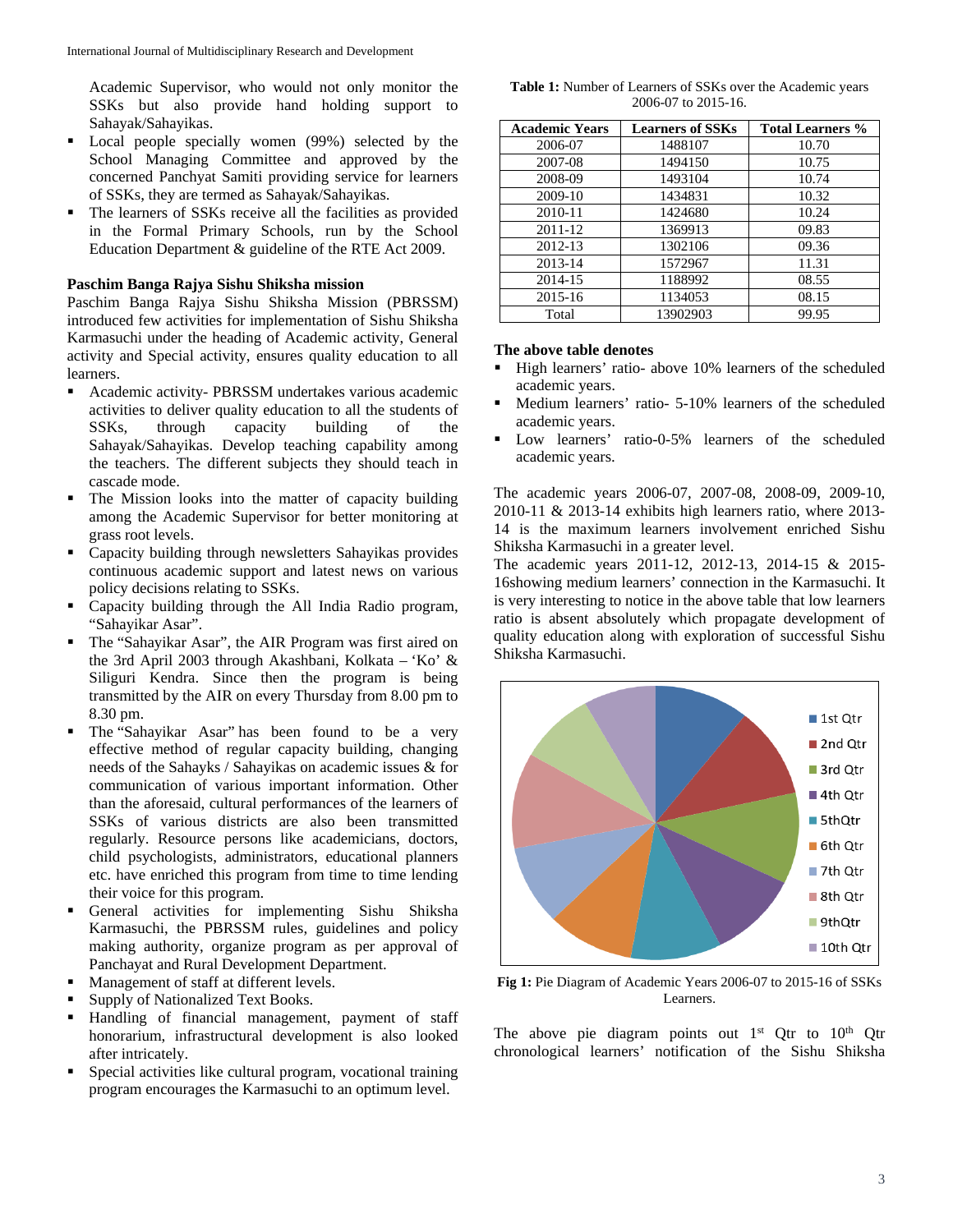Academic Supervisor, who would not only monitor the SSKs but also provide hand holding support to Sahayak/Sahayikas.

- Local people specially women (99%) selected by the School Managing Committee and approved by the concerned Panchyat Samiti providing service for learners of SSKs, they are termed as Sahayak/Sahayikas.
- The learners of SSKs receive all the facilities as provided in the Formal Primary Schools, run by the School Education Department & guideline of the RTE Act 2009.

**Paschim Banga Rajya Sishu Shiksha mission**

Paschim Banga Rajya Sishu Shiksha Mission (PBRSSM) introduced few activities for implementation of Sishu Shiksha Karmasuchi under the heading of Academic activity, General activity and Special activity, ensures quality education to all learners.

- Academic activity- PBRSSM undertakes various academic activities to deliver quality education to all the students of SSKs, through capacity building of the Sahayak/Sahayikas. Develop teaching capability among the teachers. The different subjects they should teach in cascade mode.
- The Mission looks into the matter of capacity building among the Academic Supervisor for better monitoring at grass root levels.
- Capacity building through newsletters Sahayikas provides continuous academic support and latest news on various policy decisions relating to SSKs.
- Capacity building through the All India Radio program, "Sahayikar Asar".
- The "Sahayikar Asar", the AIR Program was first aired on the 3rd April 2003 through Akashbani, Kolkata – 'Ko' & Siliguri Kendra. Since then the program is being transmitted by the AIR on every Thursday from 8.00 pm to 8.30 pm.
- The "Sahayikar Asar" has been found to be a very effective method of regular capacity building, changing needs of the Sahayks / Sahayikas on academic issues & for communication of various important information. Other than the aforesaid, cultural performances of the learners of SSKs of various districts are also been transmitted regularly. Resource persons like academicians, doctors, child psychologists, administrators, educational planners etc. have enriched this program from time to time lending their voice for this program.
- General activities for implementing Sishu Shiksha Karmasuchi, the PBRSSM rules, guidelines and policy making authority, organize program as per approval of Panchayat and Rural Development Department.
- Management of staff at different levels.
- Supply of Nationalized Text Books.
- Handling of financial management, payment of staff honorarium, infrastructural development is also looked after intricately.
- Special activities like cultural program, vocational training program encourages the Karmasuchi to an optimum level.

**Table 1:** Number of Learners of SSKs over the Academic years 2006-07 to 2015-16.

| Academic Years | Learners of SSKs | Total Learners % |
|---|---|---|
| 2006-07 | 1488107 | 10.70 |
| 2007-08 | 1494150 | 10.75 |
| 2008-09 | 1493104 | 10.74 |
| 2009-10 | 1434831 | 10.32 |
| 2010-11 | 1424680 | 10.24 |
| 2011-12 | 1369913 | 09.83 |
| 2012-13 | 1302106 | 09.36 |
| 2013-14 | 1572967 | 11.31 |
| 2014-15 | 1188992 | 08.55 |
| 2015-16 | 1134053 | 08.15 |
| Total | 13902903 | 99.95 |

**The above table denotes**

- High learners' ratio- above 10% learners of the scheduled academic years.
- Medium learners' ratio- 5-10% learners of the scheduled academic years.
- Low learners' ratio-0-5% learners of the scheduled academic years.

The academic years 2006-07, 2007-08, 2008-09, 2009-10, 2010-11 & 2013-14 exhibits high learners ratio, where 2013-14 is the maximum learners involvement enriched Sishu Shiksha Karmasuchi in a greater level.

The academic years 2011-12, 2012-13, 2014-15 & 2015-16showing medium learners' connection in the Karmasuchi. It is very interesting to notice in the above table that low learners ratio is absent absolutely which propagate development of quality education along with exploration of successful Sishu Shiksha Karmasuchi.

**Fig 1:** Pie Diagram of Academic Years 2006-07 to 2015-16 of SSKs Learners.

The above pie diagram points out 1st Qtr to 10th Qtr chronological learners' notification of the Sishu Shiksha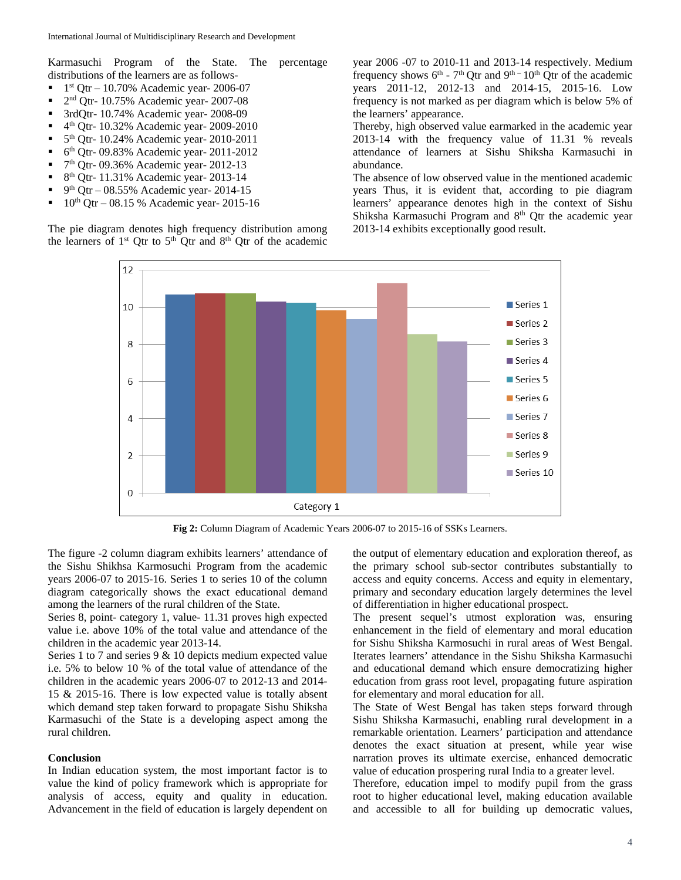Karmasuchi Program of the State. The percentage distributions of the learners are as follows-

- 1st Qtr – 10.70% Academic year- 2006-07
- 2nd Qtr- 10.75% Academic year- 2007-08
- 3rdQtr- 10.74% Academic year- 2008-09
- 4th Qtr- 10.32% Academic year- 2009-2010
- 5th Qtr- 10.24% Academic year- 2010-2011
- 6th Qtr- 09.83% Academic year- 2011-2012
- 7th Qtr- 09.36% Academic year- 2012-13
- 8th Qtr- 11.31% Academic year- 2013-14
- 9th Qtr – 08.55% Academic year- 2014-15
- 10th Qtr – 08.15 % Academic year- 2015-16

The pie diagram denotes high frequency distribution among the learners of 1st Qtr to 5th Qtr and 8th Qtr of the academic year 2006 -07 to 2010-11 and 2013-14 respectively. Medium frequency shows 6th - 7th Qtr and 9th – 10th Qtr of the academic years 2011-12, 2012-13 and 2014-15, 2015-16. Low frequency is not marked as per diagram which is below 5% of the learners' appearance.

Thereby, high observed value earmarked in the academic year 2013-14 with the frequency value of 11.31 % reveals attendance of learners at Sishu Shiksha Karmasuchi in abundance.

The absence of low observed value in the mentioned academic years Thus, it is evident that, according to pie diagram learners' appearance denotes high in the context of Sishu Shiksha Karmasuchi Program and 8th Qtr the academic year 2013-14 exhibits exceptionally good result.

**Fig 2:** Column Diagram of Academic Years 2006-07 to 2015-16 of SSKs Learners.

The figure -2 column diagram exhibits learners' attendance of the Sishu Shikhsa Karmosuchi Program from the academic years 2006-07 to 2015-16. Series 1 to series 10 of the column diagram categorically shows the exact educational demand among the learners of the rural children of the State.

Series 8, point- category 1, value- 11.31 proves high expected value i.e. above 10% of the total value and attendance of the children in the academic year 2013-14.

Series 1 to 7 and series 9 & 10 depicts medium expected value i.e. 5% to below 10 % of the total value of attendance of the children in the academic years 2006-07 to 2012-13 and 2014-15 & 2015-16. There is low expected value is totally absent which demand step taken forward to propagate Sishu Shiksha Karmasuchi of the State is a developing aspect among the rural children.

## Conclusion

In Indian education system, the most important factor is to value the kind of policy framework which is appropriate for analysis of access, equity and quality in education. Advancement in the field of education is largely dependent on the output of elementary education and exploration thereof, as the primary school sub-sector contributes substantially to access and equity concerns. Access and equity in elementary, primary and secondary education largely determines the level of differentiation in higher educational prospect.

The present sequel's utmost exploration was, ensuring enhancement in the field of elementary and moral education for Sishu Shiksha Karmosuchi in rural areas of West Bengal. Iterates learners' attendance in the Sishu Shiksha Karmasuchi and educational demand which ensure democratizing higher education from grass root level, propagating future aspiration for elementary and moral education for all.

The State of West Bengal has taken steps forward through Sishu Shiksha Karmasuchi, enabling rural development in a remarkable orientation. Learners' participation and attendance denotes the exact situation at present, while year wise narration proves its ultimate exercise, enhanced democratic value of education prospering rural India to a greater level.

Therefore, education impel to modify pupil from the grass root to higher educational level, making education available and accessible to all for building up democratic values,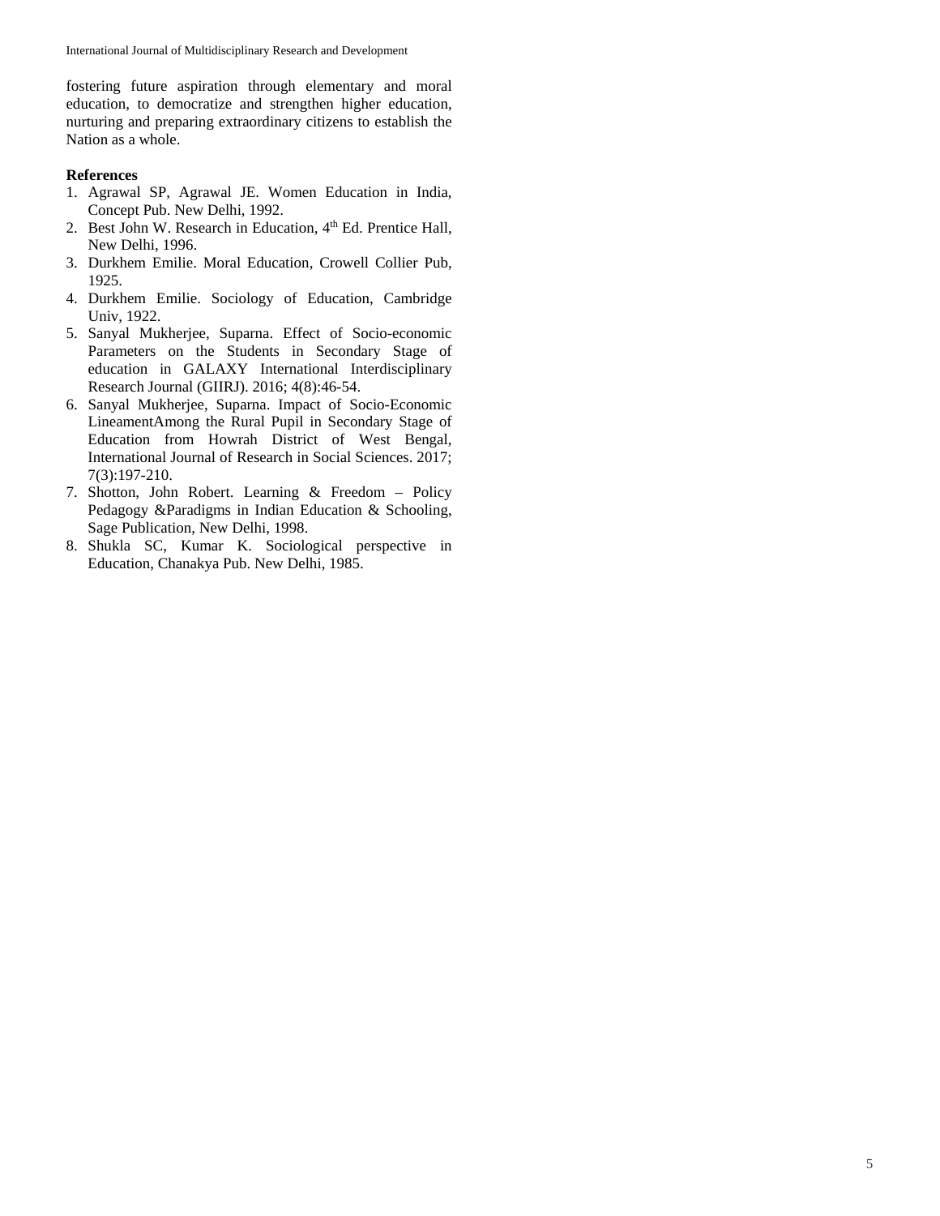fostering future aspiration through elementary and moral education, to democratize and strengthen higher education, nurturing and preparing extraordinary citizens to establish the Nation as a whole.

## References

1. Agrawal SP, Agrawal JE. Women Education in India, Concept Pub. New Delhi, 1992.
2. Best John W. Research in Education, 4th Ed. Prentice Hall, New Delhi, 1996.
3. Durkhem Emilie. Moral Education, Crowell Collier Pub, 1925.
4. Durkhem Emilie. Sociology of Education, Cambridge Univ, 1922.
5. Sanyal Mukherjee, Suparna. Effect of Socio-economic Parameters on the Students in Secondary Stage of education in GALAXY International Interdisciplinary Research Journal (GIIRJ). 2016; 4(8):46-54.
6. Sanyal Mukherjee, Suparna. Impact of Socio-Economic LineamentAmong the Rural Pupil in Secondary Stage of Education from Howrah District of West Bengal, International Journal of Research in Social Sciences. 2017; 7(3):197-210.
7. Shotton, John Robert. Learning & Freedom – Policy Pedagogy &Paradigms in Indian Education & Schooling, Sage Publication, New Delhi, 1998.
8. Shukla SC, Kumar K. Sociological perspective in Education, Chanakya Pub. New Delhi, 1985.